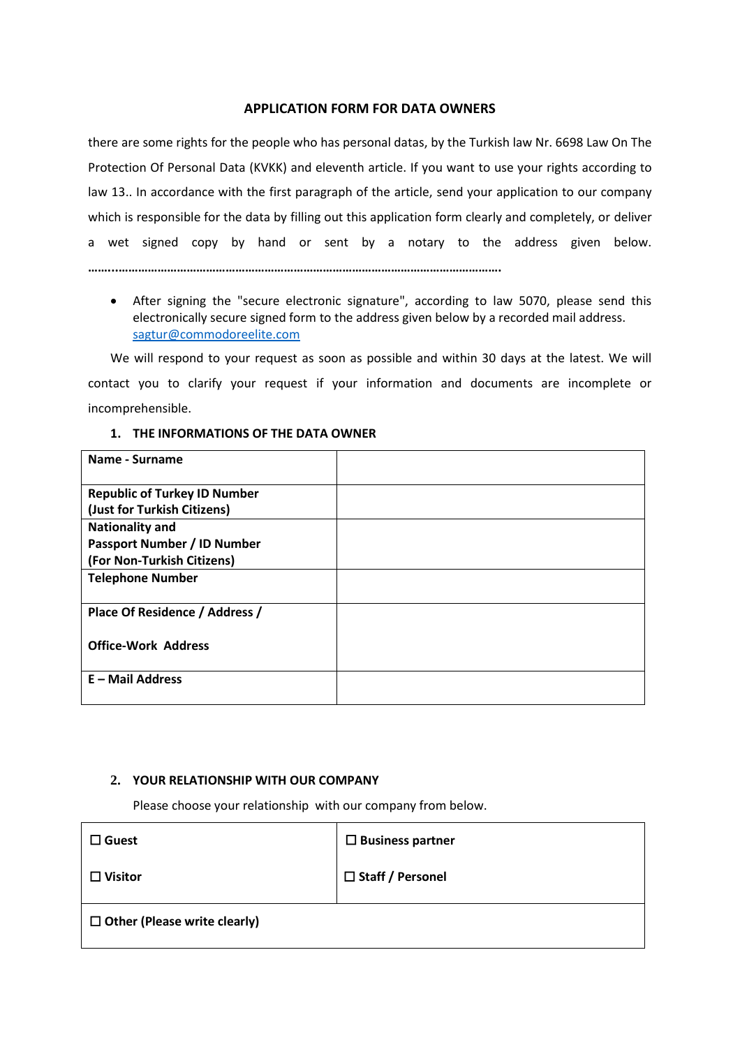# APPLICATION FORM FOR DATA OWNERS

there are some rights for the people who has personal datas, by the Turkish law Nr. 6698 Law On The Protection Of Personal Data (KVKK) and eleventh article. If you want to use your rights according to law 13.. In accordance with the first paragraph of the article, send your application to our company which is responsible for the data by filling out this application form clearly and completely, or deliver a wet signed copy by hand or sent by a notary to the address given below. ……..……………………………………………………………………………………………………….

- After signing the "secure electronic signature", according to law 5070, please send this electronically secure signed form to the address given below by a recorded mail address. sagtur@commodoreelite.com

We will respond to your request as soon as possible and within 30 days at the latest. We will contact you to clarify your request if your information and documents are incomplete or incomprehensible.

## 1. THE INFORMATIONS OF THE DATA OWNER

| | |
|---|---|
| **Name - Surname** | |
| **Republic of Turkey ID Number (Just for Turkish Citizens)** | |
| **Nationality and Passport Number / ID Number (For Non-Turkish Citizens)** | |
| **Telephone Number** | |
| **Place Of Residence / Address / Office-Work Address** | |
| **E – Mail Address** | |

## 2. YOUR RELATIONSHIP WITH OUR COMPANY

Please choose your relationship with our company from below.

| | |
|---|---|
| ☐ **Guest**<br>☐ **Visitor** | ☐ **Business partner**<br>☐ **Staff / Personel** |
| ☐ **Other (Please write clearly)** | |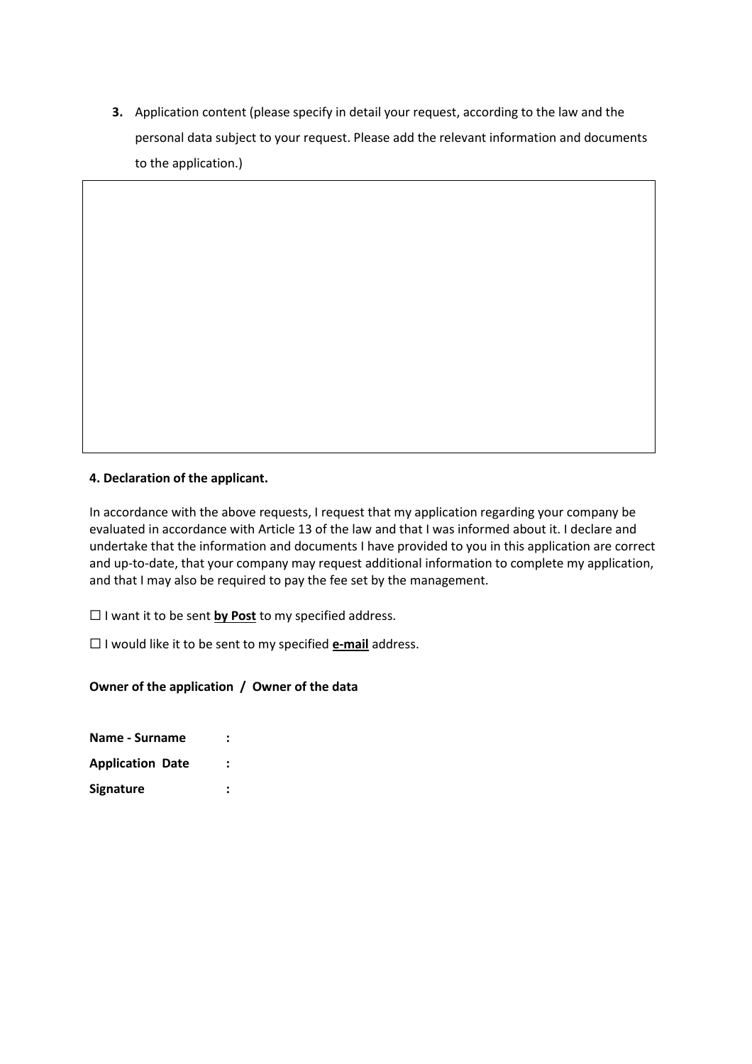**3.** Application content (please specify in detail your request, according to the law and the personal data subject to your request. Please add the relevant information and documents to the application.)

**4. Declaration of the applicant.**

In accordance with the above requests, I request that my application regarding your company be evaluated in accordance with Article 13 of the law and that I was informed about it. I declare and undertake that the information and documents I have provided to you in this application are correct and up-to-date, that your company may request additional information to complete my application, and that I may also be required to pay the fee set by the management.

☐ I want it to be sent **by Post** to my specified address.

☐ I would like it to be sent to my specified **e-mail** address.

**Owner of the application / Owner of the data**

**Name - Surname** :

**Application Date** :

**Signature** :